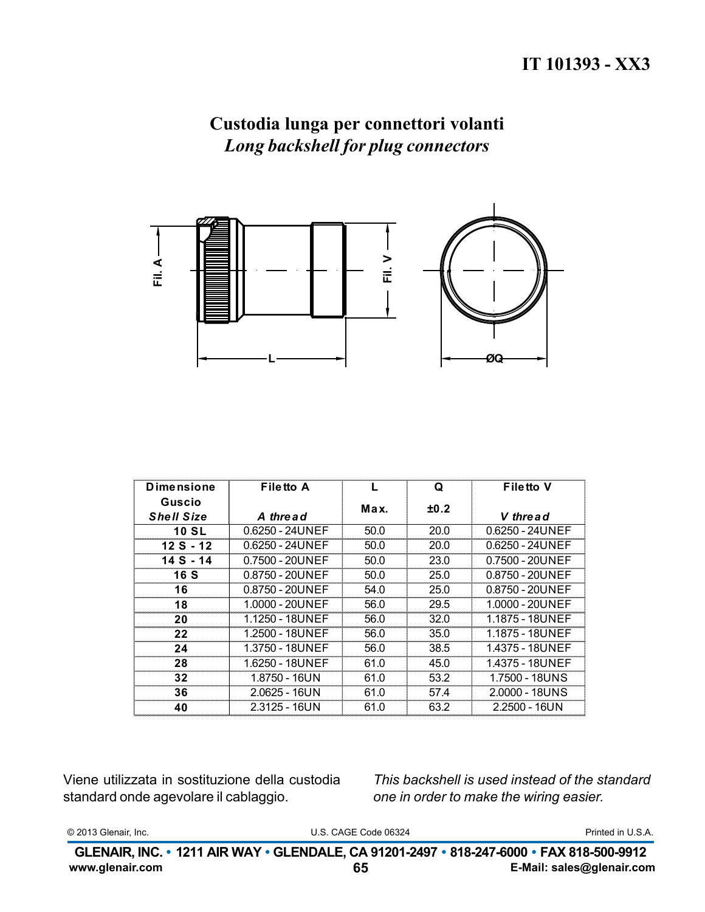# IT 101393 - XX3

## Custodia lunga per connettori volanti

## *Long backshell for plug connectors*

| Dimensione Guscio *Shell Size* | Filetto A *A thread* | L Max. | Q ±0.2 | Filetto V *V thread* |
|---|---|---|---|---|
| 10 SL | 0.6250 - 24UNEF | 50.0 | 20.0 | 0.6250 - 24UNEF |
| 12 S - 12 | 0.6250 - 24UNEF | 50.0 | 20.0 | 0.6250 - 24UNEF |
| 14 S - 14 | 0.7500 - 20UNEF | 50.0 | 23.0 | 0.7500 - 20UNEF |
| 16 S | 0.8750 - 20UNEF | 50.0 | 25.0 | 0.8750 - 20UNEF |
| 16 | 0.8750 - 20UNEF | 54.0 | 25.0 | 0.8750 - 20UNEF |
| 18 | 1.0000 - 20UNEF | 56.0 | 29.5 | 1.0000 - 20UNEF |
| 20 | 1.1250 - 18UNEF | 56.0 | 32.0 | 1.1875 - 18UNEF |
| 22 | 1.2500 - 18UNEF | 56.0 | 35.0 | 1.1875 - 18UNEF |
| 24 | 1.3750 - 18UNEF | 56.0 | 38.5 | 1.4375 - 18UNEF |
| 28 | 1.6250 - 18UNEF | 61.0 | 45.0 | 1.4375 - 18UNEF |
| 32 | 1.8750 - 16UN | 61.0 | 53.2 | 1.7500 - 18UNS |
| 36 | 2.0625 - 16UN | 61.0 | 57.4 | 2.0000 - 18UNS |
| 40 | 2.3125 - 16UN | 61.0 | 63.2 | 2.2500 - 16UN |

Viene utilizzata in sostituzione della custodia standard onde agevolare il cablaggio.

*This backshell is used instead of the standard one in order to make the wiring easier.*

© 2013 Glenair, Inc. U.S. CAGE Code 06324 Printed in U.S.A.

**GLENAIR, INC. • 1211 AIR WAY • GLENDALE, CA 91201-2497 • 818-247-6000 • FAX 818-500-9912**

**www.glenair.com** **E-Mail: sales@glenair.com**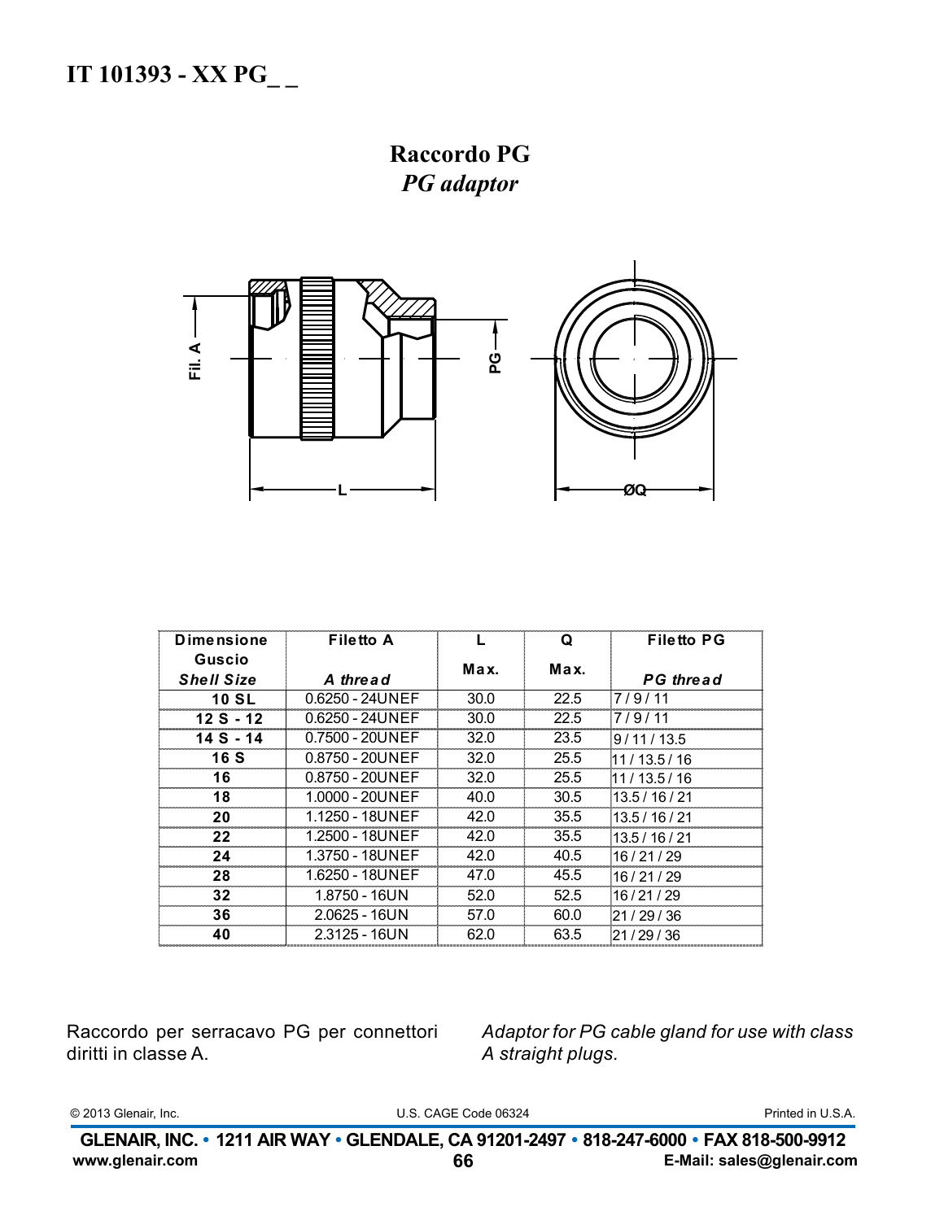# IT 101393 - XX PG_ _

## Raccordo PG
### *PG adaptor*

Fil. A

PG

L

ØQ

| Dimensione Guscio *Shell Size* | Filetto A *A thread* | L Max. | Q Max. | Filetto PG *PG thread* |
|---|---|---|---|---|
| 10 SL | 0.6250 - 24UNEF | 30.0 | 22.5 | 7 / 9 / 11 |
| 12 S - 12 | 0.6250 - 24UNEF | 30.0 | 22.5 | 7 / 9 / 11 |
| 14 S - 14 | 0.7500 - 20UNEF | 32.0 | 23.5 | 9 / 11 / 13.5 |
| 16 S | 0.8750 - 20UNEF | 32.0 | 25.5 | 11 / 13.5 / 16 |
| 16 | 0.8750 - 20UNEF | 32.0 | 25.5 | 11 / 13.5 / 16 |
| 18 | 1.0000 - 20UNEF | 40.0 | 30.5 | 13.5 / 16 / 21 |
| 20 | 1.1250 - 18UNEF | 42.0 | 35.5 | 13.5 / 16 / 21 |
| 22 | 1.2500 - 18UNEF | 42.0 | 35.5 | 13.5 / 16 / 21 |
| 24 | 1.3750 - 18UNEF | 42.0 | 40.5 | 16 / 21 / 29 |
| 28 | 1.6250 - 18UNEF | 47.0 | 45.5 | 16 / 21 / 29 |
| 32 | 1.8750 - 16UN | 52.0 | 52.5 | 16 / 21 / 29 |
| 36 | 2.0625 - 16UN | 57.0 | 60.0 | 21 / 29 / 36 |
| 40 | 2.3125 - 16UN | 62.0 | 63.5 | 21 / 29 / 36 |

Raccordo per serracavo PG per connettori diritti in classe A.

*Adaptor for PG cable gland for use with class A straight plugs.*

© 2013 Glenair, Inc. U.S. CAGE Code 06324 Printed in U.S.A.

**GLENAIR, INC. • 1211 AIR WAY • GLENDALE, CA 91201-2497 • 818-247-6000 • FAX 818-500-9912**
**www.glenair.com** **E-Mail: sales@glenair.com**